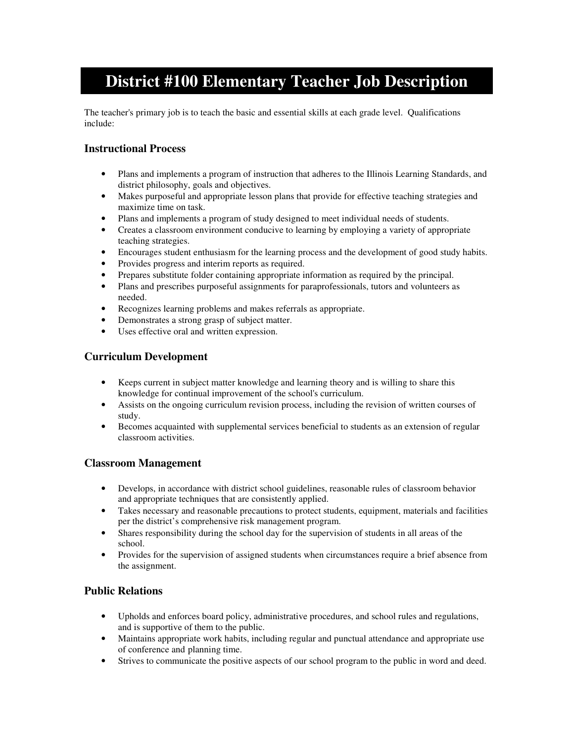# District #100 Elementary Teacher Job Description

The teacher's primary job is to teach the basic and essential skills at each grade level. Qualifications include:

### Instructional Process

- Plans and implements a program of instruction that adheres to the Illinois Learning Standards, and district philosophy, goals and objectives.
- Makes purposeful and appropriate lesson plans that provide for effective teaching strategies and maximize time on task.
- Plans and implements a program of study designed to meet individual needs of students.
- Creates a classroom environment conducive to learning by employing a variety of appropriate teaching strategies.
- Encourages student enthusiasm for the learning process and the development of good study habits.
- Provides progress and interim reports as required.
- Prepares substitute folder containing appropriate information as required by the principal.
- Plans and prescribes purposeful assignments for paraprofessionals, tutors and volunteers as needed.
- Recognizes learning problems and makes referrals as appropriate.
- Demonstrates a strong grasp of subject matter.
- Uses effective oral and written expression.

### Curriculum Development

- Keeps current in subject matter knowledge and learning theory and is willing to share this knowledge for continual improvement of the school's curriculum.
- Assists on the ongoing curriculum revision process, including the revision of written courses of study.
- Becomes acquainted with supplemental services beneficial to students as an extension of regular classroom activities.

### Classroom Management

- Develops, in accordance with district school guidelines, reasonable rules of classroom behavior and appropriate techniques that are consistently applied.
- Takes necessary and reasonable precautions to protect students, equipment, materials and facilities per the district's comprehensive risk management program.
- Shares responsibility during the school day for the supervision of students in all areas of the school.
- Provides for the supervision of assigned students when circumstances require a brief absence from the assignment.

### Public Relations

- Upholds and enforces board policy, administrative procedures, and school rules and regulations, and is supportive of them to the public.
- Maintains appropriate work habits, including regular and punctual attendance and appropriate use of conference and planning time.
- Strives to communicate the positive aspects of our school program to the public in word and deed.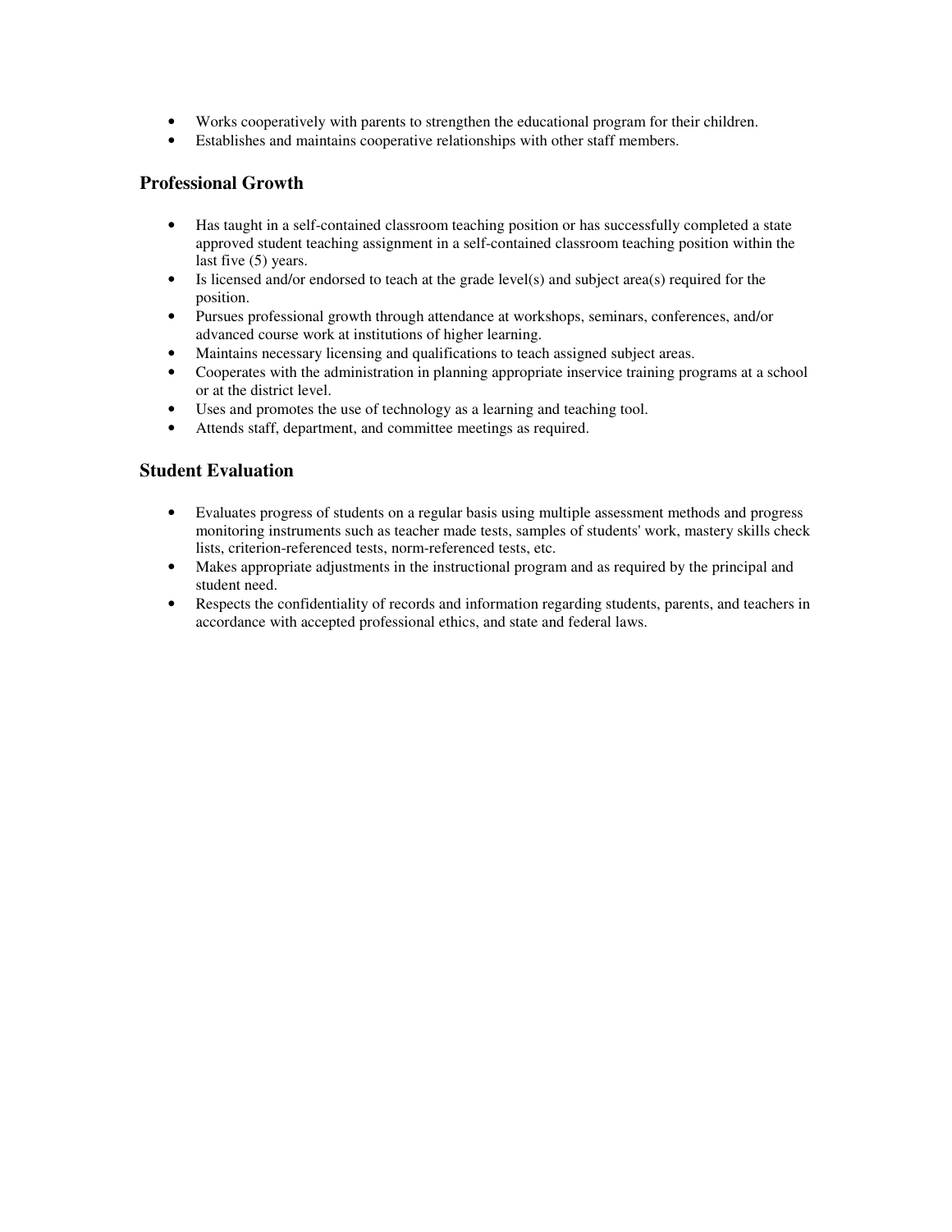- Works cooperatively with parents to strengthen the educational program for their children.
- Establishes and maintains cooperative relationships with other staff members.

## Professional Growth

- Has taught in a self-contained classroom teaching position or has successfully completed a state approved student teaching assignment in a self-contained classroom teaching position within the last five (5) years.
- Is licensed and/or endorsed to teach at the grade level(s) and subject area(s) required for the position.
- Pursues professional growth through attendance at workshops, seminars, conferences, and/or advanced course work at institutions of higher learning.
- Maintains necessary licensing and qualifications to teach assigned subject areas.
- Cooperates with the administration in planning appropriate inservice training programs at a school or at the district level.
- Uses and promotes the use of technology as a learning and teaching tool.
- Attends staff, department, and committee meetings as required.

## Student Evaluation

- Evaluates progress of students on a regular basis using multiple assessment methods and progress monitoring instruments such as teacher made tests, samples of students' work, mastery skills check lists, criterion-referenced tests, norm-referenced tests, etc.
- Makes appropriate adjustments in the instructional program and as required by the principal and student need.
- Respects the confidentiality of records and information regarding students, parents, and teachers in accordance with accepted professional ethics, and state and federal laws.